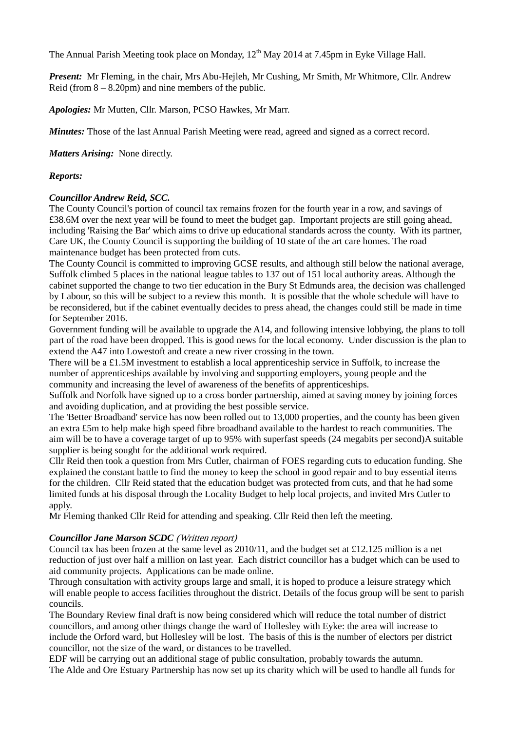The Annual Parish Meeting took place on Monday, 12th May 2014 at 7.45pm in Eyke Village Hall.

***Present:*** Mr Fleming, in the chair, Mrs Abu-Hejleh, Mr Cushing, Mr Smith, Mr Whitmore, Cllr. Andrew Reid (from 8 – 8.20pm) and nine members of the public.

***Apologies:*** Mr Mutten, Cllr. Marson, PCSO Hawkes, Mr Marr.

***Minutes:*** Those of the last Annual Parish Meeting were read, agreed and signed as a correct record.

***Matters Arising:*** None directly.

***Reports:***

***Councillor Andrew Reid, SCC.***

The County Council's portion of council tax remains frozen for the fourth year in a row, and savings of £38.6M over the next year will be found to meet the budget gap. Important projects are still going ahead, including 'Raising the Bar' which aims to drive up educational standards across the county. With its partner, Care UK, the County Council is supporting the building of 10 state of the art care homes. The road maintenance budget has been protected from cuts.

The County Council is committed to improving GCSE results, and although still below the national average, Suffolk climbed 5 places in the national league tables to 137 out of 151 local authority areas. Although the cabinet supported the change to two tier education in the Bury St Edmunds area, the decision was challenged by Labour, so this will be subject to a review this month. It is possible that the whole schedule will have to be reconsidered, but if the cabinet eventually decides to press ahead, the changes could still be made in time for September 2016.

Government funding will be available to upgrade the A14, and following intensive lobbying, the plans to toll part of the road have been dropped. This is good news for the local economy. Under discussion is the plan to extend the A47 into Lowestoft and create a new river crossing in the town.

There will be a £1.5M investment to establish a local apprenticeship service in Suffolk, to increase the number of apprenticeships available by involving and supporting employers, young people and the community and increasing the level of awareness of the benefits of apprenticeships.

Suffolk and Norfolk have signed up to a cross border partnership, aimed at saving money by joining forces and avoiding duplication, and at providing the best possible service.

The 'Better Broadband' service has now been rolled out to 13,000 properties, and the county has been given an extra £5m to help make high speed fibre broadband available to the hardest to reach communities. The aim will be to have a coverage target of up to 95% with superfast speeds (24 megabits per second)A suitable supplier is being sought for the additional work required.

Cllr Reid then took a question from Mrs Cutler, chairman of FOES regarding cuts to education funding. She explained the constant battle to find the money to keep the school in good repair and to buy essential items for the children. Cllr Reid stated that the education budget was protected from cuts, and that he had some limited funds at his disposal through the Locality Budget to help local projects, and invited Mrs Cutler to apply.

Mr Fleming thanked Cllr Reid for attending and speaking. Cllr Reid then left the meeting.

***Councillor Jane Marson SCDC*** *(Written report)*

Council tax has been frozen at the same level as 2010/11, and the budget set at £12.125 million is a net reduction of just over half a million on last year. Each district councillor has a budget which can be used to aid community projects. Applications can be made online.

Through consultation with activity groups large and small, it is hoped to produce a leisure strategy which will enable people to access facilities throughout the district. Details of the focus group will be sent to parish councils.

The Boundary Review final draft is now being considered which will reduce the total number of district councillors, and among other things change the ward of Hollesley with Eyke: the area will increase to include the Orford ward, but Hollesley will be lost. The basis of this is the number of electors per district councillor, not the size of the ward, or distances to be travelled.

EDF will be carrying out an additional stage of public consultation, probably towards the autumn.

The Alde and Ore Estuary Partnership has now set up its charity which will be used to handle all funds for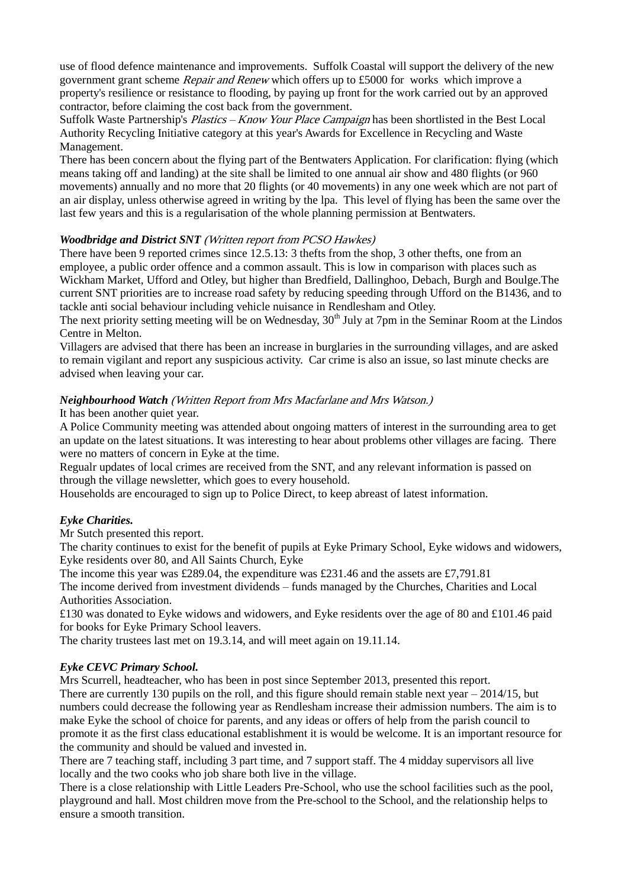use of flood defence maintenance and improvements. Suffolk Coastal will support the delivery of the new government grant scheme *Repair and Renew* which offers up to £5000 for works which improve a property's resilience or resistance to flooding, by paying up front for the work carried out by an approved contractor, before claiming the cost back from the government.

Suffolk Waste Partnership's *Plastics – Know Your Place Campaign* has been shortlisted in the Best Local Authority Recycling Initiative category at this year's Awards for Excellence in Recycling and Waste Management.

There has been concern about the flying part of the Bentwaters Application. For clarification: flying (which means taking off and landing) at the site shall be limited to one annual air show and 480 flights (or 960 movements) annually and no more that 20 flights (or 40 movements) in any one week which are not part of an air display, unless otherwise agreed in writing by the lpa. This level of flying has been the same over the last few years and this is a regularisation of the whole planning permission at Bentwaters.

***Woodbridge and District SNT*** *(Written report from PCSO Hawkes)*

There have been 9 reported crimes since 12.5.13: 3 thefts from the shop, 3 other thefts, one from an employee, a public order offence and a common assault. This is low in comparison with places such as Wickham Market, Ufford and Otley, but higher than Bredfield, Dallinghoo, Debach, Burgh and Boulge.The current SNT priorities are to increase road safety by reducing speeding through Ufford on the B1436, and to tackle anti social behaviour including vehicle nuisance in Rendlesham and Otley.

The next priority setting meeting will be on Wednesday, 30th July at 7pm in the Seminar Room at the Lindos Centre in Melton.

Villagers are advised that there has been an increase in burglaries in the surrounding villages, and are asked to remain vigilant and report any suspicious activity. Car crime is also an issue, so last minute checks are advised when leaving your car.

***Neighbourhood Watch*** *(Written Report from Mrs Macfarlane and Mrs Watson.)*

It has been another quiet year.

A Police Community meeting was attended about ongoing matters of interest in the surrounding area to get an update on the latest situations. It was interesting to hear about problems other villages are facing. There were no matters of concern in Eyke at the time.

Regualr updates of local crimes are received from the SNT, and any relevant information is passed on through the village newsletter, which goes to every household.

Households are encouraged to sign up to Police Direct, to keep abreast of latest information.

***Eyke Charities.***

Mr Sutch presented this report.

The charity continues to exist for the benefit of pupils at Eyke Primary School, Eyke widows and widowers, Eyke residents over 80, and All Saints Church, Eyke

The income this year was £289.04, the expenditure was £231.46 and the assets are £7,791.81

The income derived from investment dividends – funds managed by the Churches, Charities and Local Authorities Association.

£130 was donated to Eyke widows and widowers, and Eyke residents over the age of 80 and £101.46 paid for books for Eyke Primary School leavers.

The charity trustees last met on 19.3.14, and will meet again on 19.11.14.

***Eyke CEVC Primary School.***

Mrs Scurrell, headteacher, who has been in post since September 2013, presented this report.

There are currently 130 pupils on the roll, and this figure should remain stable next year – 2014/15, but numbers could decrease the following year as Rendlesham increase their admission numbers. The aim is to make Eyke the school of choice for parents, and any ideas or offers of help from the parish council to promote it as the first class educational establishment it is would be welcome. It is an important resource for the community and should be valued and invested in.

There are 7 teaching staff, including 3 part time, and 7 support staff. The 4 midday supervisors all live locally and the two cooks who job share both live in the village.

There is a close relationship with Little Leaders Pre-School, who use the school facilities such as the pool, playground and hall. Most children move from the Pre-school to the School, and the relationship helps to ensure a smooth transition.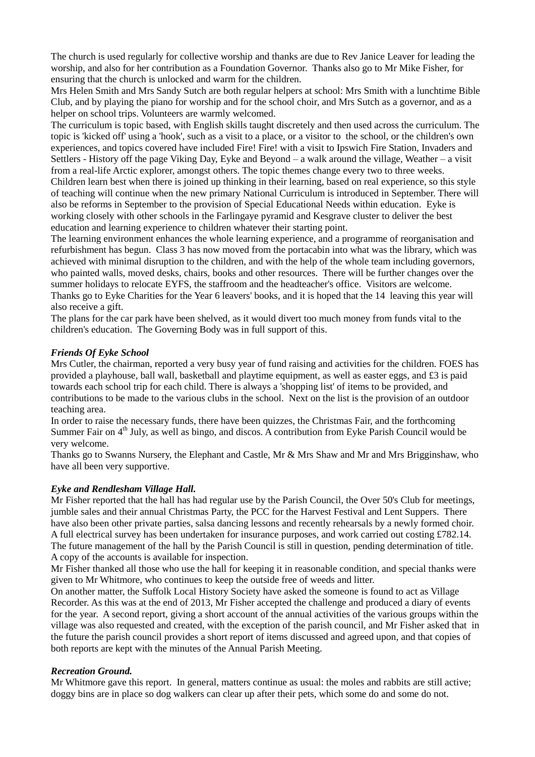The church is used regularly for collective worship and thanks are due to Rev Janice Leaver for leading the worship, and also for her contribution as a Foundation Governor. Thanks also go to Mr Mike Fisher, for ensuring that the church is unlocked and warm for the children.

Mrs Helen Smith and Mrs Sandy Sutch are both regular helpers at school: Mrs Smith with a lunchtime Bible Club, and by playing the piano for worship and for the school choir, and Mrs Sutch as a governor, and as a helper on school trips. Volunteers are warmly welcomed.

The curriculum is topic based, with English skills taught discretely and then used across the curriculum. The topic is 'kicked off' using a 'hook', such as a visit to a place, or a visitor to the school, or the children's own experiences, and topics covered have included Fire! Fire! with a visit to Ipswich Fire Station, Invaders and Settlers - History off the page Viking Day, Eyke and Beyond – a walk around the village, Weather – a visit from a real-life Arctic explorer, amongst others. The topic themes change every two to three weeks.

Children learn best when there is joined up thinking in their learning, based on real experience, so this style of teaching will continue when the new primary National Curriculum is introduced in September. There will also be reforms in September to the provision of Special Educational Needs within education. Eyke is working closely with other schools in the Farlingaye pyramid and Kesgrave cluster to deliver the best education and learning experience to children whatever their starting point.

The learning environment enhances the whole learning experience, and a programme of reorganisation and refurbishment has begun. Class 3 has now moved from the portacabin into what was the library, which was achieved with minimal disruption to the children, and with the help of the whole team including governors, who painted walls, moved desks, chairs, books and other resources. There will be further changes over the summer holidays to relocate EYFS, the staffroom and the headteacher's office. Visitors are welcome.

Thanks go to Eyke Charities for the Year 6 leavers' books, and it is hoped that the 14 leaving this year will also receive a gift.

The plans for the car park have been shelved, as it would divert too much money from funds vital to the children's education. The Governing Body was in full support of this.

### *Friends Of Eyke School*

Mrs Cutler, the chairman, reported a very busy year of fund raising and activities for the children. FOES has provided a playhouse, ball wall, basketball and playtime equipment, as well as easter eggs, and £3 is paid towards each school trip for each child. There is always a 'shopping list' of items to be provided, and contributions to be made to the various clubs in the school. Next on the list is the provision of an outdoor teaching area.

In order to raise the necessary funds, there have been quizzes, the Christmas Fair, and the forthcoming Summer Fair on 4th July, as well as bingo, and discos. A contribution from Eyke Parish Council would be very welcome.

Thanks go to Swanns Nursery, the Elephant and Castle, Mr & Mrs Shaw and Mr and Mrs Brigginshaw, who have all been very supportive.

### *Eyke and Rendlesham Village Hall.*

Mr Fisher reported that the hall has had regular use by the Parish Council, the Over 50's Club for meetings, jumble sales and their annual Christmas Party, the PCC for the Harvest Festival and Lent Suppers. There have also been other private parties, salsa dancing lessons and recently rehearsals by a newly formed choir. A full electrical survey has been undertaken for insurance purposes, and work carried out costing £782.14. The future management of the hall by the Parish Council is still in question, pending determination of title. A copy of the accounts is available for inspection.

Mr Fisher thanked all those who use the hall for keeping it in reasonable condition, and special thanks were given to Mr Whitmore, who continues to keep the outside free of weeds and litter.

On another matter, the Suffolk Local History Society have asked the someone is found to act as Village Recorder. As this was at the end of 2013, Mr Fisher accepted the challenge and produced a diary of events for the year. A second report, giving a short account of the annual activities of the various groups within the village was also requested and created, with the exception of the parish council, and Mr Fisher asked that in the future the parish council provides a short report of items discussed and agreed upon, and that copies of both reports are kept with the minutes of the Annual Parish Meeting.

### *Recreation Ground.*

Mr Whitmore gave this report. In general, matters continue as usual: the moles and rabbits are still active; doggy bins are in place so dog walkers can clear up after their pets, which some do and some do not.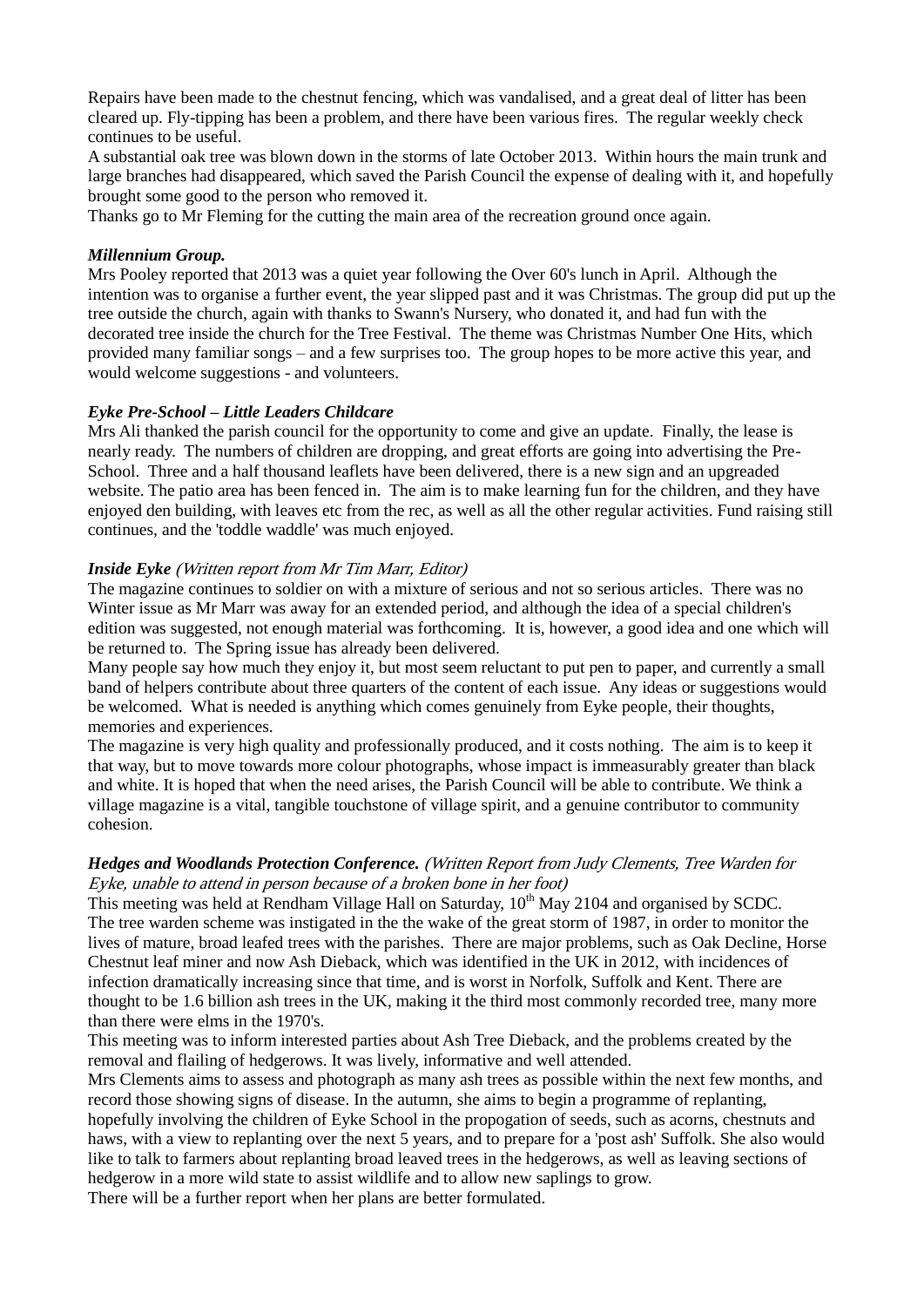Repairs have been made to the chestnut fencing, which was vandalised, and a great deal of litter has been cleared up. Fly-tipping has been a problem, and there have been various fires. The regular weekly check continues to be useful.

A substantial oak tree was blown down in the storms of late October 2013. Within hours the main trunk and large branches had disappeared, which saved the Parish Council the expense of dealing with it, and hopefully brought some good to the person who removed it.

Thanks go to Mr Fleming for the cutting the main area of the recreation ground once again.

***Millennium Group.***

Mrs Pooley reported that 2013 was a quiet year following the Over 60's lunch in April. Although the intention was to organise a further event, the year slipped past and it was Christmas. The group did put up the tree outside the church, again with thanks to Swann's Nursery, who donated it, and had fun with the decorated tree inside the church for the Tree Festival. The theme was Christmas Number One Hits, which provided many familiar songs – and a few surprises too. The group hopes to be more active this year, and would welcome suggestions - and volunteers.

***Eyke Pre-School – Little Leaders Childcare***

Mrs Ali thanked the parish council for the opportunity to come and give an update. Finally, the lease is nearly ready. The numbers of children are dropping, and great efforts are going into advertising the Pre-School. Three and a half thousand leaflets have been delivered, there is a new sign and an upgreaded website. The patio area has been fenced in. The aim is to make learning fun for the children, and they have enjoyed den building, with leaves etc from the rec, as well as all the other regular activities. Fund raising still continues, and the 'toddle waddle' was much enjoyed.

***Inside Eyke*** *(Written report from Mr Tim Marr, Editor)*

The magazine continues to soldier on with a mixture of serious and not so serious articles. There was no Winter issue as Mr Marr was away for an extended period, and although the idea of a special children's edition was suggested, not enough material was forthcoming. It is, however, a good idea and one which will be returned to. The Spring issue has already been delivered.

Many people say how much they enjoy it, but most seem reluctant to put pen to paper, and currently a small band of helpers contribute about three quarters of the content of each issue. Any ideas or suggestions would be welcomed. What is needed is anything which comes genuinely from Eyke people, their thoughts, memories and experiences.

The magazine is very high quality and professionally produced, and it costs nothing. The aim is to keep it that way, but to move towards more colour photographs, whose impact is immeasurably greater than black and white. It is hoped that when the need arises, the Parish Council will be able to contribute. We think a village magazine is a vital, tangible touchstone of village spirit, and a genuine contributor to community cohesion.

***Hedges and Woodlands Protection Conference.*** *(Written Report from Judy Clements, Tree Warden for Eyke, unable to attend in person because of a broken bone in her foot)*

This meeting was held at Rendham Village Hall on Saturday, 10th May 2104 and organised by SCDC.

The tree warden scheme was instigated in the the wake of the great storm of 1987, in order to monitor the lives of mature, broad leafed trees with the parishes. There are major problems, such as Oak Decline, Horse Chestnut leaf miner and now Ash Dieback, which was identified in the UK in 2012, with incidences of infection dramatically increasing since that time, and is worst in Norfolk, Suffolk and Kent. There are thought to be 1.6 billion ash trees in the UK, making it the third most commonly recorded tree, many more than there were elms in the 1970's.

This meeting was to inform interested parties about Ash Tree Dieback, and the problems created by the removal and flailing of hedgerows. It was lively, informative and well attended.

Mrs Clements aims to assess and photograph as many ash trees as possible within the next few months, and record those showing signs of disease. In the autumn, she aims to begin a programme of replanting, hopefully involving the children of Eyke School in the propogation of seeds, such as acorns, chestnuts and haws, with a view to replanting over the next 5 years, and to prepare for a 'post ash' Suffolk. She also would like to talk to farmers about replanting broad leaved trees in the hedgerows, as well as leaving sections of hedgerow in a more wild state to assist wildlife and to allow new saplings to grow.

There will be a further report when her plans are better formulated.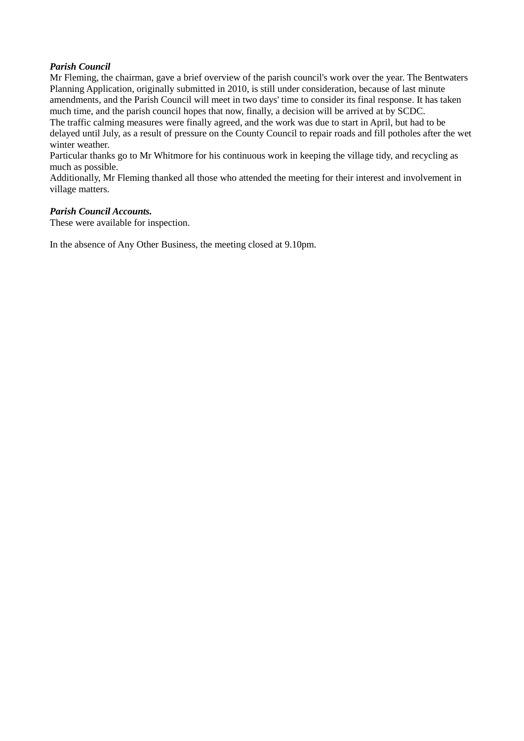***Parish Council***

Mr Fleming, the chairman, gave a brief overview of the parish council's work over the year. The Bentwaters Planning Application, originally submitted in 2010, is still under consideration, because of last minute amendments, and the Parish Council will meet in two days' time to consider its final response. It has taken much time, and the parish council hopes that now, finally, a decision will be arrived at by SCDC.

The traffic calming measures were finally agreed, and the work was due to start in April, but had to be delayed until July, as a result of pressure on the County Council to repair roads and fill potholes after the wet winter weather.

Particular thanks go to Mr Whitmore for his continuous work in keeping the village tidy, and recycling as much as possible.

Additionally, Mr Fleming thanked all those who attended the meeting for their interest and involvement in village matters.

***Parish Council Accounts.***

These were available for inspection.

In the absence of Any Other Business, the meeting closed at 9.10pm.